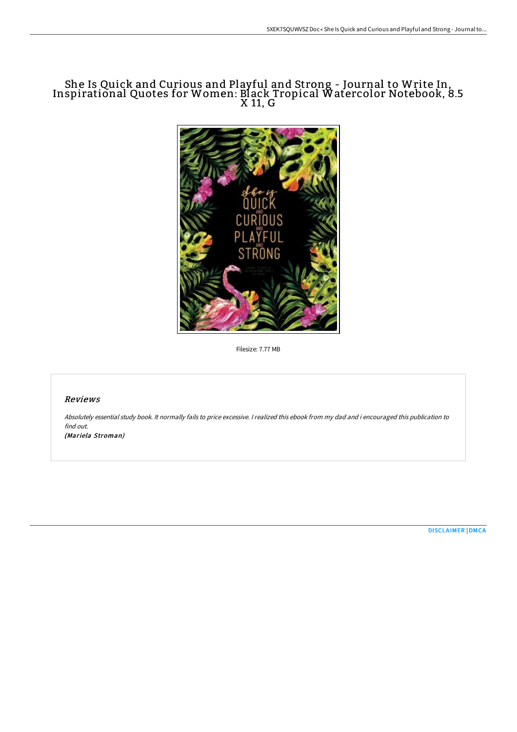# She Is Quick and Curious and Playful and Strong - Journal to Write In, Inspirational Quotes for Women: Black Tropical Watercolor Notebook, 8.5 X 11, G

Filesize: 7.77 MB

## Reviews

*Absolutely essential study book. It normally fails to price excessive. I realized this ebook from my dad and i encouraged this publication to find out.*

*(Mariela Stroman)*

[DISCLAIMER](#) | [DMCA](#)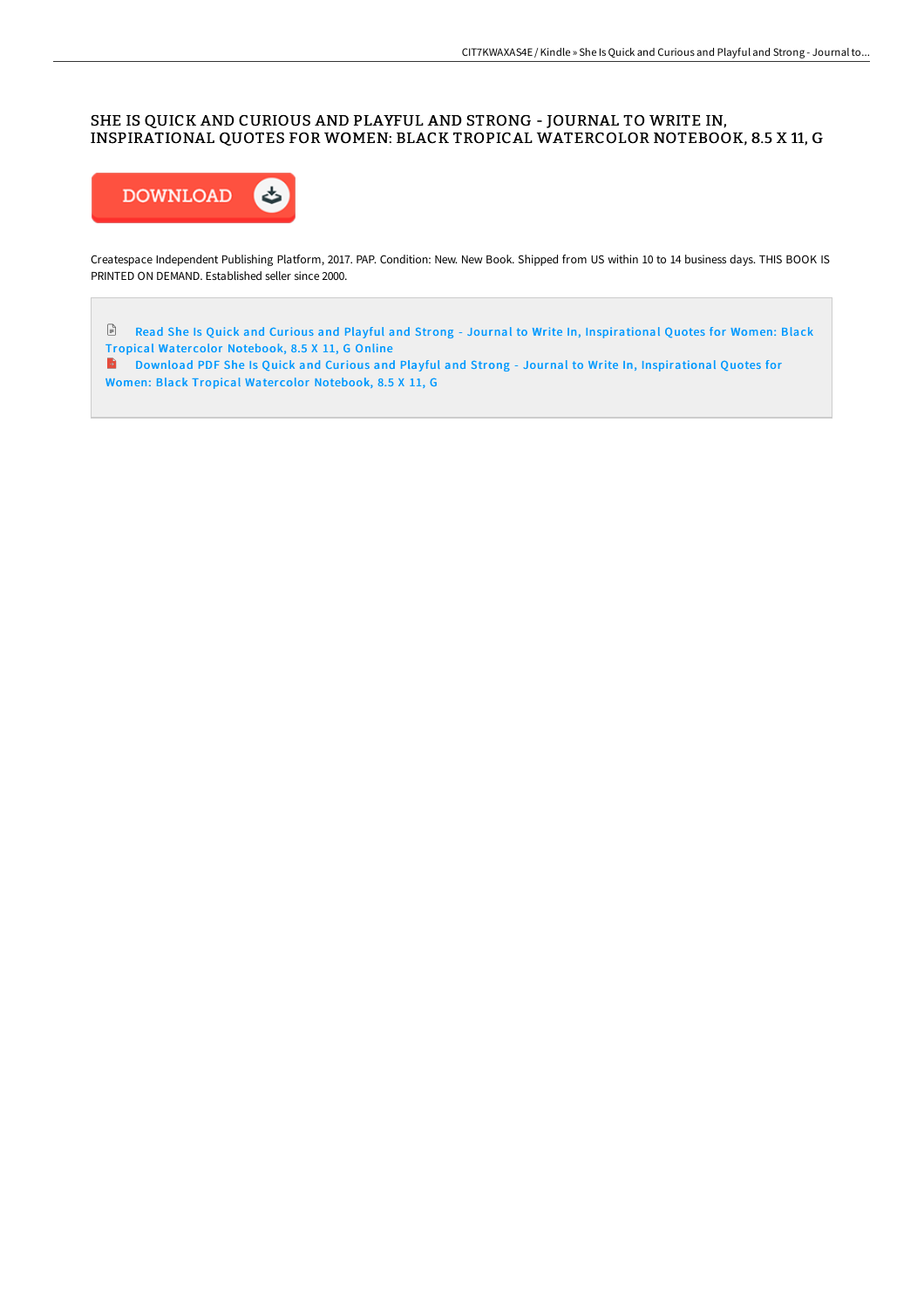# SHE IS QUICK AND CURIOUS AND PLAYFUL AND STRONG - JOURNAL TO WRITE IN, INSPIRATIONAL QUOTES FOR WOMEN: BLACK TROPICAL WATERCOLOR NOTEBOOK, 8.5 X 11, G

DOWNLOAD

Createspace Independent Publishing Platform, 2017. PAP. Condition: New. New Book. Shipped from US within 10 to 14 business days. THIS BOOK IS PRINTED ON DEMAND. Established seller since 2000.

Read She Is Quick and Curious and Playful and Strong - Journal to Write In, Inspirational Quotes for Women: Black Tropical Watercolor Notebook, 8.5 X 11, G Online

Download PDF She Is Quick and Curious and Playful and Strong - Journal to Write In, Inspirational Quotes for Women: Black Tropical Watercolor Notebook, 8.5 X 11, G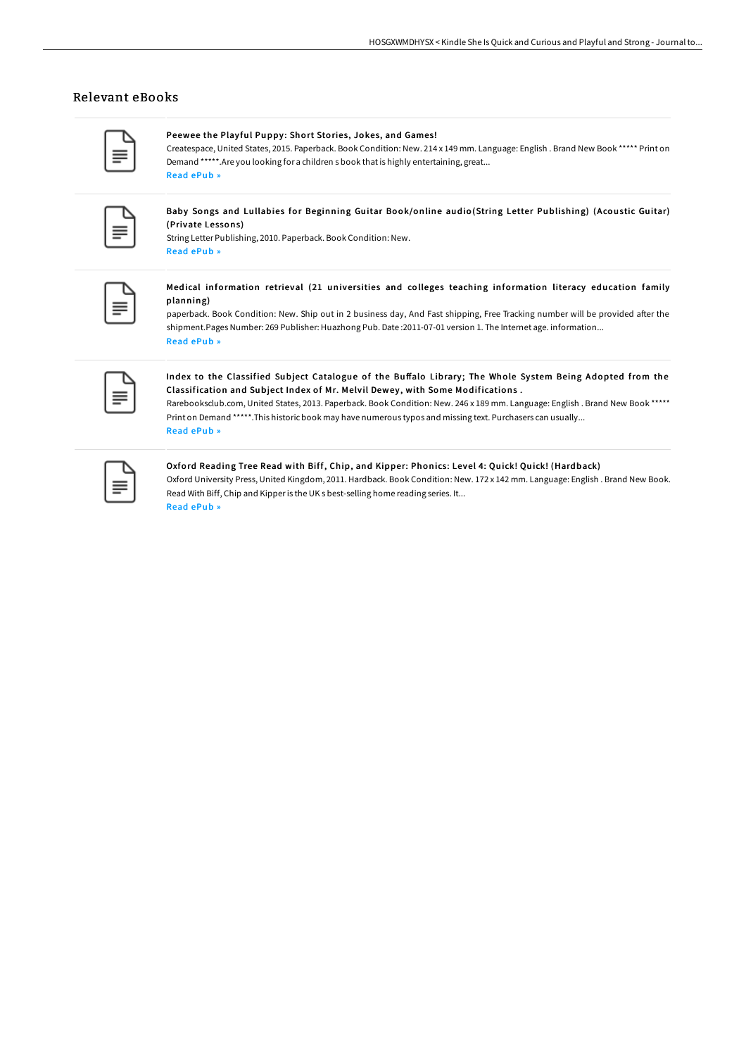## Relevant eBooks

### Peewee the Playful Puppy: Short Stories, Jokes, and Games!

Createspace, United States, 2015. Paperback. Book Condition: New. 214 x 149 mm. Language: English . Brand New Book ***** Print on Demand *****.Are you looking for a children s book that is highly entertaining, great...

Read ePub »

### Baby Songs and Lullabies for Beginning Guitar Book/online audio(String Letter Publishing) (Acoustic Guitar) (Private Lessons)

String Letter Publishing, 2010. Paperback. Book Condition: New.

Read ePub »

### Medical information retrieval (21 universities and colleges teaching information literacy education family planning)

paperback. Book Condition: New. Ship out in 2 business day, And Fast shipping, Free Tracking number will be provided after the shipment.Pages Number: 269 Publisher: Huazhong Pub. Date :2011-07-01 version 1. The Internet age. information...

Read ePub »

### Index to the Classified Subject Catalogue of the Buffalo Library; The Whole System Being Adopted from the Classification and Subject Index of Mr. Melvil Dewey, with Some Modifications .

Rarebooksclub.com, United States, 2013. Paperback. Book Condition: New. 246 x 189 mm. Language: English . Brand New Book ***** Print on Demand *****.This historic book may have numerous typos and missing text. Purchasers can usually...

Read ePub »

### Oxford Reading Tree Read with Biff, Chip, and Kipper: Phonics: Level 4: Quick! Quick! (Hardback)

Oxford University Press, United Kingdom, 2011. Hardback. Book Condition: New. 172 x 142 mm. Language: English . Brand New Book. Read With Biff, Chip and Kipper is the UK s best-selling home reading series. It...

Read ePub »